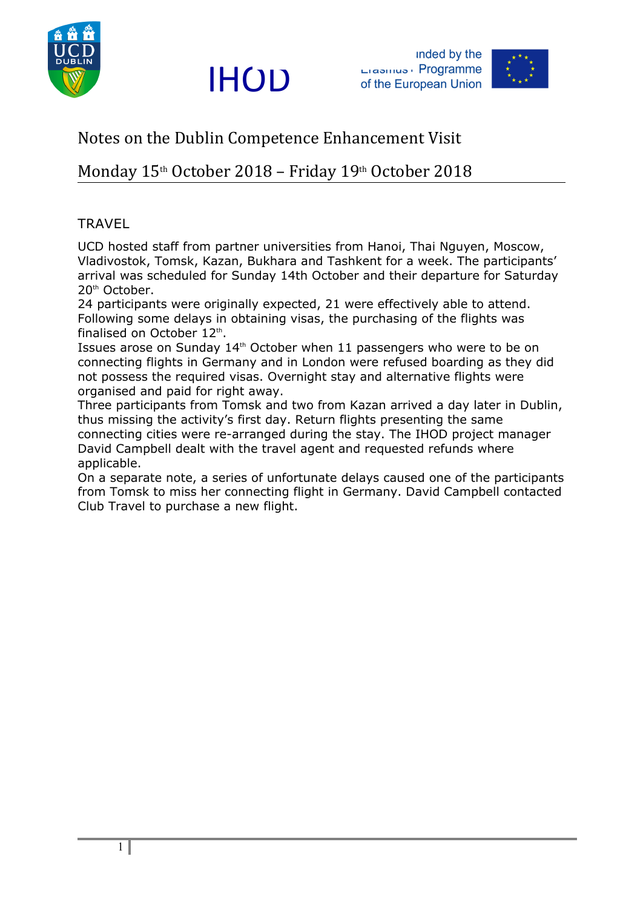# Notes on the Dublin Competence Enhancement Visit

## Monday 15th October 2018 – Friday 19th October 2018

### TRAVEL

UCD hosted staff from partner universities from Hanoi, Thai Nguyen, Moscow, Vladivostok, Tomsk, Kazan, Bukhara and Tashkent for a week. The participants' arrival was scheduled for Sunday 14th October and their departure for Saturday 20th October.

24 participants were originally expected, 21 were effectively able to attend. Following some delays in obtaining visas, the purchasing of the flights was finalised on October 12th.

Issues arose on Sunday 14th October when 11 passengers who were to be on connecting flights in Germany and in London were refused boarding as they did not possess the required visas. Overnight stay and alternative flights were organised and paid for right away.

Three participants from Tomsk and two from Kazan arrived a day later in Dublin, thus missing the activity's first day. Return flights presenting the same connecting cities were re-arranged during the stay. The IHOD project manager David Campbell dealt with the travel agent and requested refunds where applicable.

On a separate note, a series of unfortunate delays caused one of the participants from Tomsk to miss her connecting flight in Germany. David Campbell contacted Club Travel to purchase a new flight.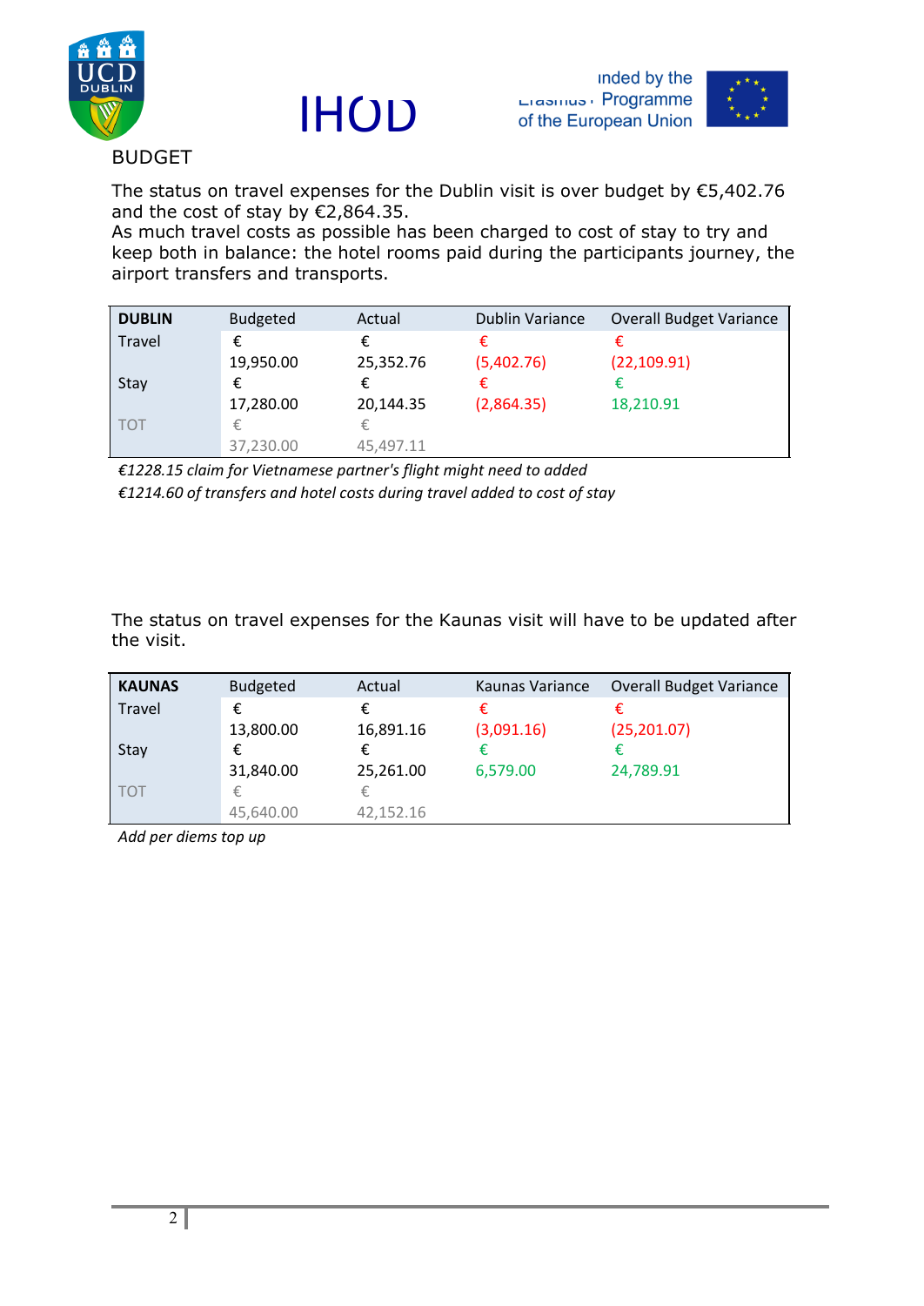## BUDGET

The status on travel expenses for the Dublin visit is over budget by €5,402.76 and the cost of stay by €2,864.35.
As much travel costs as possible has been charged to cost of stay to try and keep both in balance: the hotel rooms paid during the participants journey, the airport transfers and transports.

| **DUBLIN** | Budgeted | Actual | Dublin Variance | Overall Budget Variance |
|---|---|---|---|---|
| Travel | € 19,950.00 | € 25,352.76 | € (5,402.76) | € (22,109.91) |
| Stay | € 17,280.00 | € 20,144.35 | € (2,864.35) | € 18,210.91 |
| TOT | € 37,230.00 | € 45,497.11 | | |

*€1228.15 claim for Vietnamese partner's flight might need to added*

*€1214.60 of transfers and hotel costs during travel added to cost of stay*

The status on travel expenses for the Kaunas visit will have to be updated after the visit.

| **KAUNAS** | Budgeted | Actual | Kaunas Variance | Overall Budget Variance |
|---|---|---|---|---|
| Travel | € 13,800.00 | € 16,891.16 | € (3,091.16) | € (25,201.07) |
| Stay | € 31,840.00 | € 25,261.00 | € 6,579.00 | € 24,789.91 |
| TOT | € 45,640.00 | € 42,152.16 | | |

*Add per diems top up*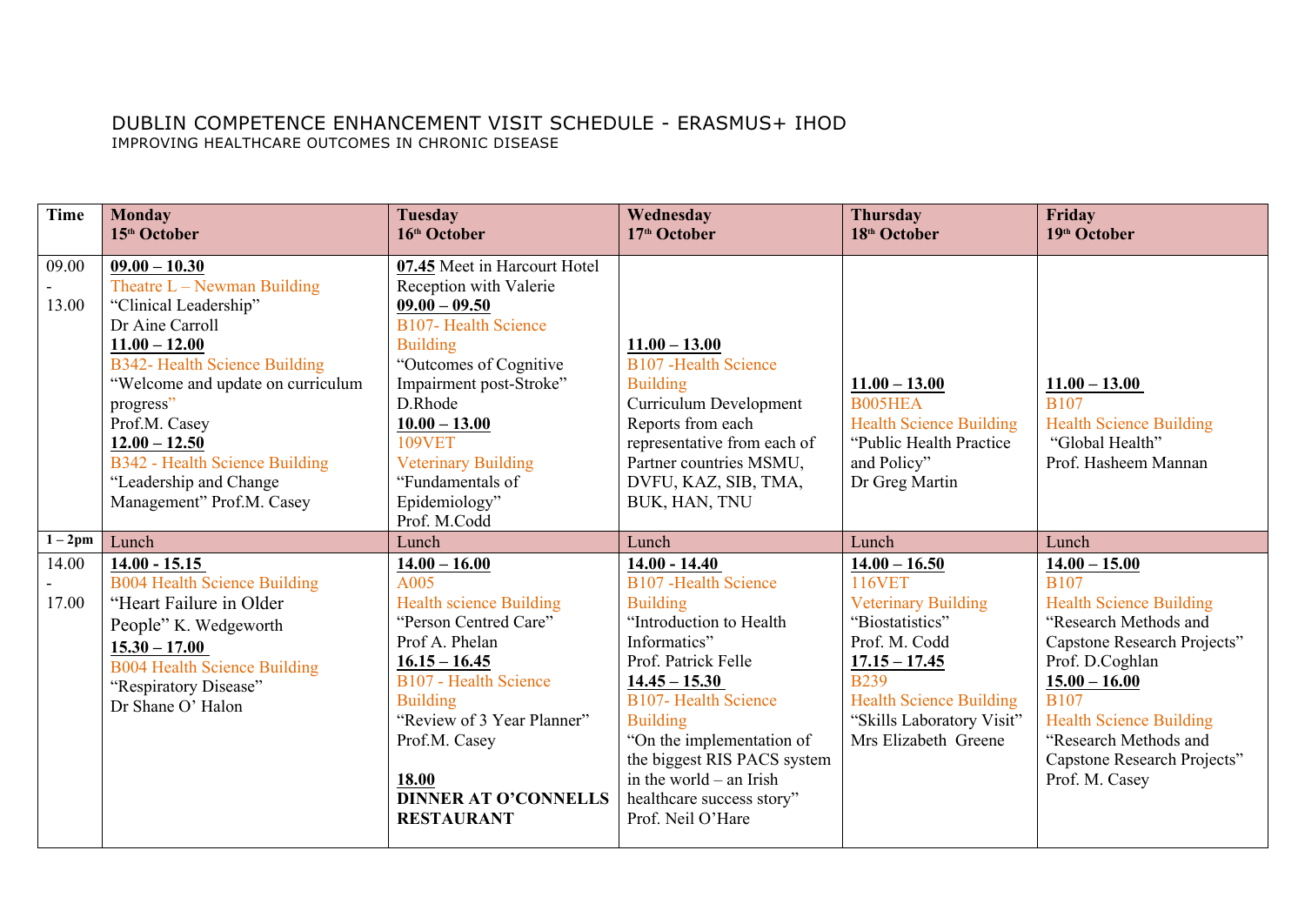# DUBLIN COMPETENCE ENHANCEMENT VISIT SCHEDULE - ERASMUS+ IHOD

IMPROVING HEALTHCARE OUTCOMES IN CHRONIC DISEASE

| Time | Monday 15th October | Tuesday 16th October | Wednesday 17th October | Thursday 18th October | Friday 19th October |
|---|---|---|---|---|---|
| 09.00 - 13.00 | **09.00 – 10.30** Theatre L – Newman Building "Clinical Leadership" Dr Aine Carroll **11.00 – 12.00** B342- Health Science Building "Welcome and update on curriculum progress" Prof.M. Casey **12.00 – 12.50** B342 - Health Science Building "Leadership and Change Management" Prof.M. Casey | **07.45** Meet in Harcourt Hotel Reception with Valerie **09.00 – 09.50** B107- Health Science Building "Outcomes of Cognitive Impairment post-Stroke" D.Rhode **10.00 – 13.00** 109VET Veterinary Building "Fundamentals of Epidemiology" Prof. M.Codd | **11.00 – 13.00** B107 -Health Science Building Curriculum Development Reports from each representative from each of Partner countries MSMU, DVFU, KAZ, SIB, TMA, BUK, HAN, TNU | **11.00 – 13.00** B005HEA Health Science Building "Public Health Practice and Policy" Dr Greg Martin | **11.00 – 13.00** B107 Health Science Building "Global Health" Prof. Hasheem Mannan |
| 1 – 2pm | Lunch | Lunch | Lunch | Lunch | Lunch |
| 14.00 - 17.00 | **14.00 - 15.15** B004 Health Science Building "Heart Failure in Older People" K. Wedgeworth **15.30 – 17.00** B004 Health Science Building "Respiratory Disease" Dr Shane O' Halon | **14.00 – 16.00** A005 Health science Building "Person Centred Care" Prof A. Phelan **16.15 – 16.45** B107 - Health Science Building "Review of 3 Year Planner" Prof.M. Casey **18.00** **DINNER AT O'CONNELLS RESTAURANT** | **14.00 - 14.40** B107 -Health Science Building "Introduction to Health Informatics" Prof. Patrick Felle **14.45 – 15.30** B107- Health Science Building "On the implementation of the biggest RIS PACS system in the world – an Irish healthcare success story" Prof. Neil O'Hare | **14.00 – 16.50** 116VET Veterinary Building "Biostatistics" Prof. M. Codd **17.15 – 17.45** B239 Health Science Building "Skills Laboratory Visit" Mrs Elizabeth Greene | **14.00 – 15.00** B107 Health Science Building "Research Methods and Capstone Research Projects" Prof. D.Coghlan **15.00 – 16.00** B107 Health Science Building "Research Methods and Capstone Research Projects" Prof. M. Casey |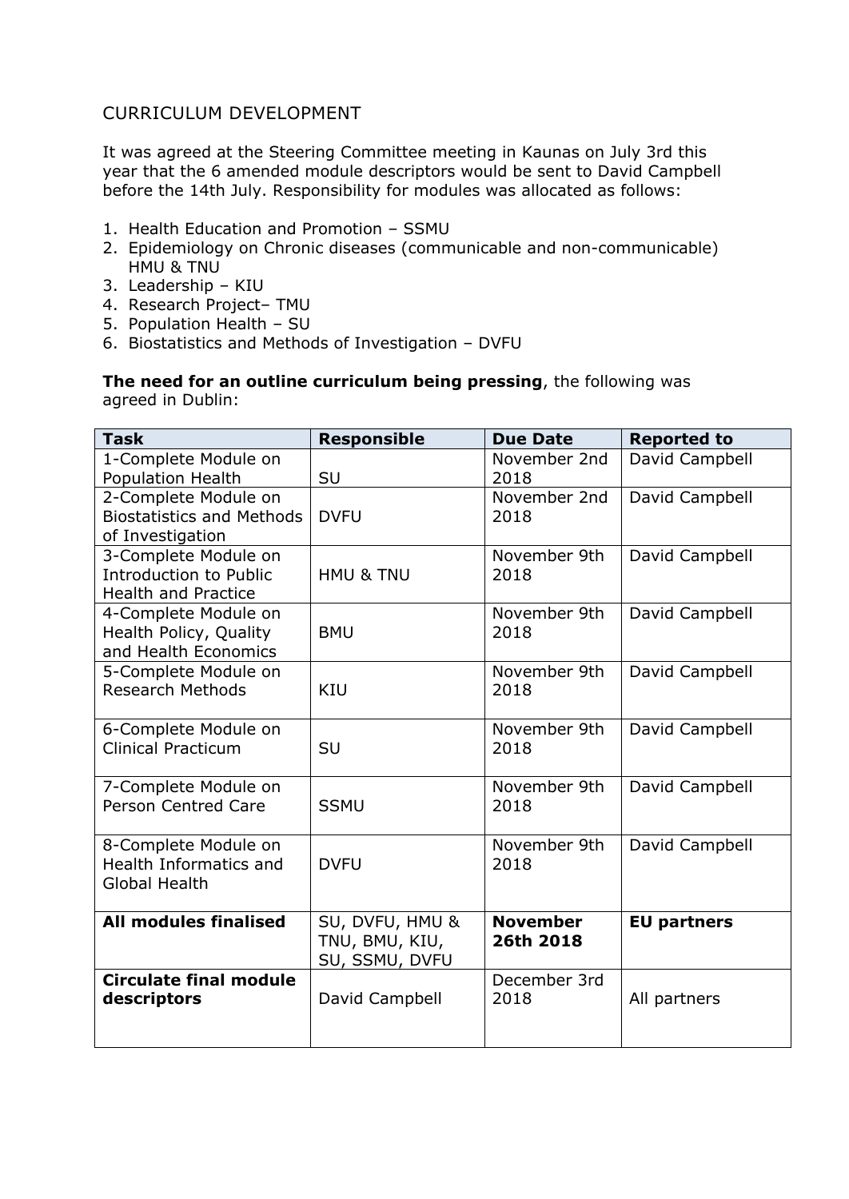## CURRICULUM DEVELOPMENT

It was agreed at the Steering Committee meeting in Kaunas on July 3rd this year that the 6 amended module descriptors would be sent to David Campbell before the 14th July. Responsibility for modules was allocated as follows:

1. Health Education and Promotion – SSMU
2. Epidemiology on Chronic diseases (communicable and non-communicable) HMU & TNU
3. Leadership – KIU
4. Research Project– TMU
5. Population Health – SU
6. Biostatistics and Methods of Investigation – DVFU

**The need for an outline curriculum being pressing**, the following was agreed in Dublin:

| Task | Responsible | Due Date | Reported to |
|---|---|---|---|
| 1-Complete Module on Population Health | SU | November 2nd 2018 | David Campbell |
| 2-Complete Module on Biostatistics and Methods of Investigation | DVFU | November 2nd 2018 | David Campbell |
| 3-Complete Module on Introduction to Public Health and Practice | HMU & TNU | November 9th 2018 | David Campbell |
| 4-Complete Module on Health Policy, Quality and Health Economics | BMU | November 9th 2018 | David Campbell |
| 5-Complete Module on Research Methods | KIU | November 9th 2018 | David Campbell |
| 6-Complete Module on Clinical Practicum | SU | November 9th 2018 | David Campbell |
| 7-Complete Module on Person Centred Care | SSMU | November 9th 2018 | David Campbell |
| 8-Complete Module on Health Informatics and Global Health | DVFU | November 9th 2018 | David Campbell |
| **All modules finalised** | SU, DVFU, HMU & TNU, BMU, KIU, SU, SSMU, DVFU | **November 26th 2018** | **EU partners** |
| **Circulate final module descriptors** | David Campbell | December 3rd 2018 | All partners |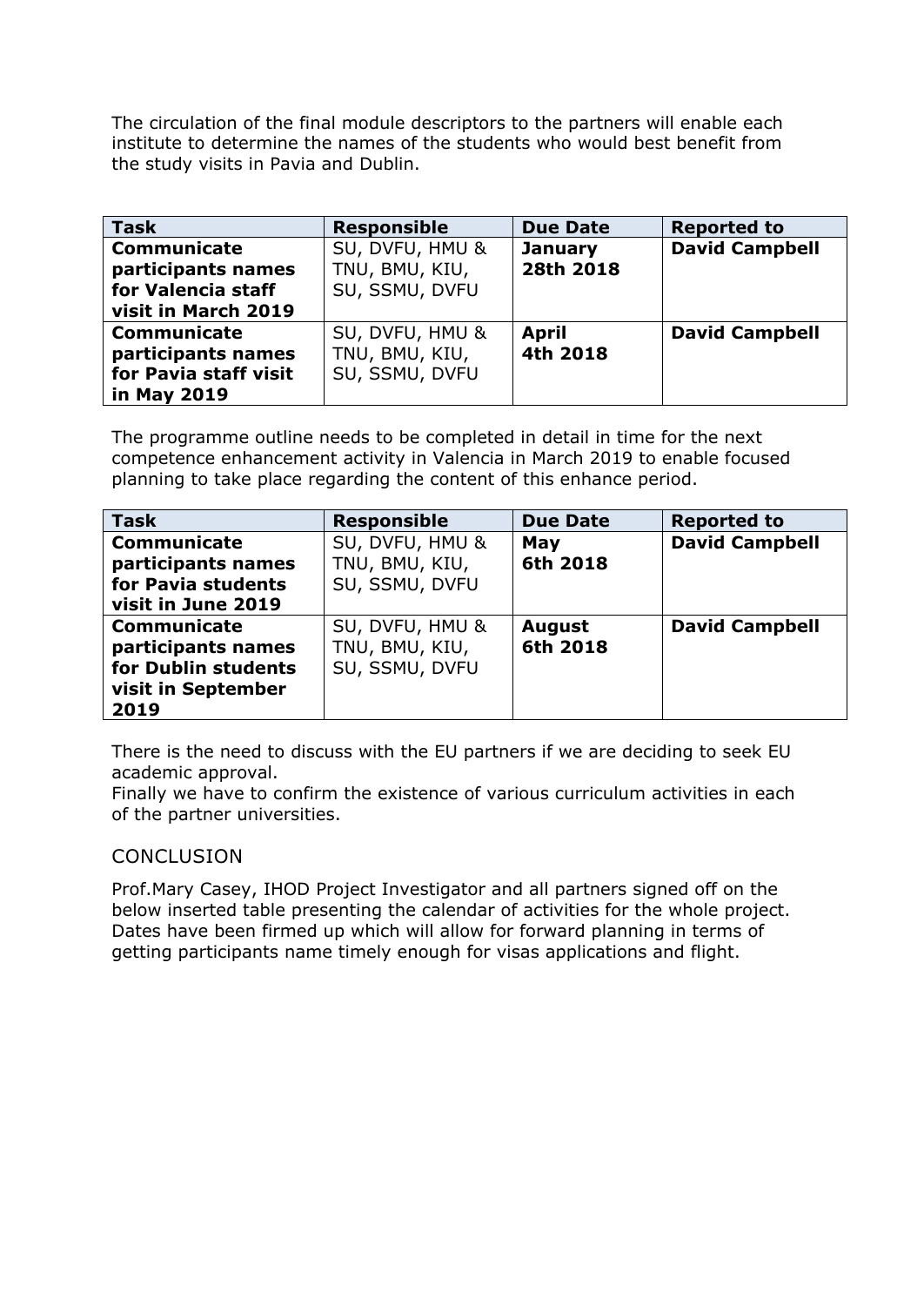The circulation of the final module descriptors to the partners will enable each institute to determine the names of the students who would best benefit from the study visits in Pavia and Dublin.

| Task | Responsible | Due Date | Reported to |
| --- | --- | --- | --- |
| **Communicate participants names for Valencia staff visit in March 2019** | SU, DVFU, HMU & TNU, BMU, KIU, SU, SSMU, DVFU | **January 28th 2018** | **David Campbell** |
| **Communicate participants names for Pavia staff visit in May 2019** | SU, DVFU, HMU & TNU, BMU, KIU, SU, SSMU, DVFU | **April 4th 2018** | **David Campbell** |

The programme outline needs to be completed in detail in time for the next competence enhancement activity in Valencia in March 2019 to enable focused planning to take place regarding the content of this enhance period.

| Task | Responsible | Due Date | Reported to |
| --- | --- | --- | --- |
| **Communicate participants names for Pavia students visit in June 2019** | SU, DVFU, HMU & TNU, BMU, KIU, SU, SSMU, DVFU | **May 6th 2018** | **David Campbell** |
| **Communicate participants names for Dublin students visit in September 2019** | SU, DVFU, HMU & TNU, BMU, KIU, SU, SSMU, DVFU | **August 6th 2018** | **David Campbell** |

There is the need to discuss with the EU partners if we are deciding to seek EU academic approval.
Finally we have to confirm the existence of various curriculum activities in each of the partner universities.

## CONCLUSION

Prof.Mary Casey, IHOD Project Investigator and all partners signed off on the below inserted table presenting the calendar of activities for the whole project. Dates have been firmed up which will allow for forward planning in terms of getting participants name timely enough for visas applications and flight.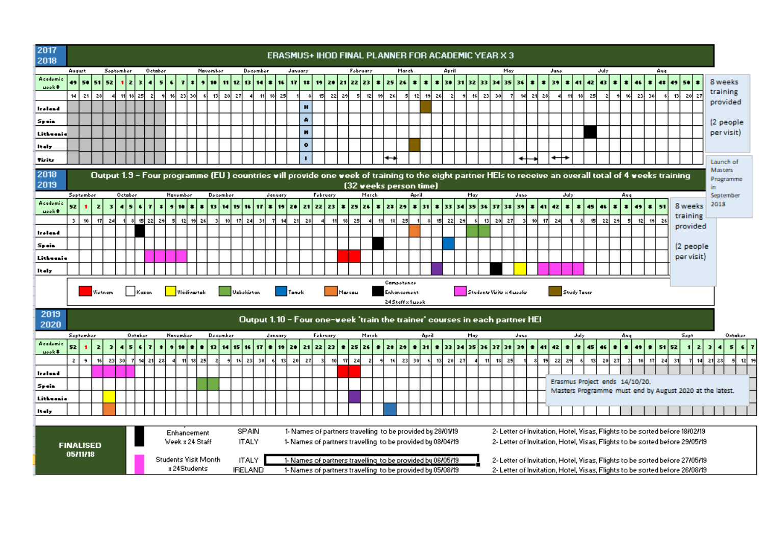# ERASMUS+ IHOD FINAL PLANNER FOR ACADEMIC YEAR X 3

## 2017 2018

| | August | | | September | | | | October | | | | | November | | | | December | | | | | January | | | | February | | | | March | | | | April | | | | May | | | | June | | | | July | | | | Aug | | | | |
|---|---|---|---|---|---|---|---|---|---|---|---|---|---|---|---|---|---|---|---|---|---|---|---|---|---|---|---|---|---|---|---|---|---|---|---|---|---|---|---|---|---|---|---|---|---|---|---|---|---|---|---|---|---|---|---|---|---|
| Academic week# | 49 | 50 | 51 | 52 | 1 | 2 | 3 | 4 | 5 | 6 | 7 | 8 | 9 | 10 | 11 | 12 | 13 | 14 | 8 | 16 | 17 | 18 | 19 | 20 | 21 | 22 | 23 | 8 | 25 | 26 | 8 | 8 | 8 | 30 | 31 | 32 | 33 | 34 | 35 | 36 | 8 | 8 | 39 | 8 | 41 | 42 | 43 | 8 | 8 | 46 | 8 | 48 | 49 | 50 | 8 |
| | 14 | 21 | 28 | 4 | 11 | 18 | 25 | 2 | 9 | 16 | 23 | 30 | 6 | 13 | 20 | 27 | 4 | 11 | 18 | 25 | 1 | 8 | 15 | 22 | 29 | 5 | 12 | 19 | 26 | 5 | 12 | 19 | 26 | 2 | 9 | 16 | 23 | 30 | 7 | 14 | 21 | 28 | 4 | 11 | 18 | 25 | 2 | 9 | 16 | 23 | 30 | 6 | 13 | 20 | 27 |
| Ireland | | | | | | | | | | | | | | | | | | | | | | H | | | | | | | | | | | | | | | | | | | | | | | | | | | | | | | | | |
| Spain | | | | | | | | | | | | | | | | | | | | | | A | | | | | | | | | | | | | | | | | | | | | | | | | | | | | | | | | |
| Lithuania | | | | | | | | | | | | | | | | | | | | | | N | | | | | | | | | | | | | | | | | | | | | | | | | | | | | | | | | |
| Italy | | | | | | | | | | | | | | | | | | | | | | O | | | | | | | | | | | | | | | | | | | | | | | | | | | | | | | | | |
| Visits | | | | | | | | | | | | | | | | | | | | | | I | | | | | | | ↔ | | | | | | | | | | | | | ↔ | | ↔ | | | | | | | | | | | |

8 weeks training provided

(2 people per visit)

Launch of Masters Programme in September 2018

## 2018 2019

**Output 1.9 – Four programme (EU) countries will provide one week of training to the eight partner HEIs to receive an overall total of 4 weeks training (32 weeks person time)**

| | September | | | | October | | | | | November | | | | December | | | | | January | | | | February | | | | March | | | | | April | | | | May | | | | June | | | | July | | | | | Aug | | | |
|---|---|---|---|---|---|---|---|---|---|---|---|---|---|---|---|---|---|---|---|---|---|---|---|---|---|---|---|---|---|---|---|---|---|---|---|---|---|---|---|---|---|---|---|---|---|---|---|---|---|---|---|---|---|---|
| Academic week# | 52 | 1 | 2 | 3 | 4 | 5 | 6 | 7 | 8 | 9 | 10 | 8 | 8 | 13 | 14 | 15 | 16 | 17 | 8 | 19 | 20 | 21 | 22 | 23 | 8 | 25 | 26 | 8 | 28 | 29 | 8 | 31 | 8 | 33 | 34 | 35 | 36 | 37 | 38 | 39 | 8 | 41 | 42 | 8 | 8 | 45 | 46 | 8 | 8 | 49 | 8 | 51 |
| | 3 | 10 | 17 | 24 | 1 | 8 | 15 | 22 | 29 | 5 | 12 | 19 | 26 | 3 | 10 | 17 | 24 | 31 | 7 | 14 | 21 | 28 | 4 | 11 | 18 | 25 | 4 | 11 | 18 | 25 | 1 | 8 | 15 | 22 | 29 | 6 | 13 | 20 | 27 | 3 | 10 | 17 | 24 | 1 | 8 | 15 | 22 | 29 | 5 | 12 | 19 | 26 |

8 weeks training provided

(2 people per visit)

Legend: Vietnam | Kazan | Vladivostok | Uzbekistan | Tomsk | Moscow | Competence Enhancement 24 Staff x 1 week | Students Visits x 4 weeks | Study Tours

## 2019 2020

**Output 1.10 – Four one-week 'train the trainer' courses in each partner HEI**

| | September | | | | October | | | | | November | | | | December | | | | | January | | | | February | | | | March | | | | | April | | | | May | | | | June | | | | July | | | | | Aug | | | | Sept | | | | October | | |
|---|---|---|---|---|---|---|---|---|---|---|---|---|---|---|---|---|---|---|---|---|---|---|---|---|---|---|---|---|---|---|---|---|---|---|---|---|---|---|---|---|---|---|---|---|---|---|---|---|---|---|---|---|---|---|---|---|---|---|---|---|
| Academic week# | 52 | 1 | 2 | 3 | 4 | 5 | 6 | 7 | 8 | 9 | 10 | 8 | 8 | 13 | 14 | 15 | 16 | 17 | 8 | 19 | 20 | 21 | 22 | 23 | 8 | 25 | 26 | 8 | 28 | 29 | 8 | 31 | 8 | 33 | 34 | 35 | 36 | 37 | 38 | 39 | 8 | 41 | 42 | 8 | 8 | 45 | 46 | 8 | 8 | 49 | 8 | 51 | 52 | 1 | 2 | 3 | 4 | 5 | 6 | 7 |
| | 2 | 9 | 16 | 23 | 30 | 7 | 14 | 21 | 28 | 4 | 11 | 18 | 25 | 2 | 9 | 16 | 23 | 30 | 6 | 13 | 20 | 27 | 3 | 10 | 17 | 24 | 2 | 9 | 16 | 23 | 30 | 6 | 13 | 20 | 27 | 4 | 11 | 18 | 25 | 1 | 8 | 15 | 22 | 29 | 6 | 13 | 20 | 27 | 3 | 10 | 17 | 24 | 31 | 7 | 14 | 21 | 28 | 5 | 12 | 19 |

Erasmus Project ends 14/10/20.
Masters Programme must end by August 2020 at the latest.

| FINALISED 05/11/18 | | | | |
|---|---|---|---|---|
| | Enhancement Week x 24 Staff | SPAIN | 1- Names of partners travelling to be provided by 28/01/19 | 2- Letter of Invitation, Hotel, Visas, Flights to be sorted before 18/02/19 |
| | | ITALY | 1- Names of partners travelling to be provided by 08/04/19 | 2- Letter of Invitation, Hotel, Visas, Flights to be sorted before 29/05/19 |
| | Students Visit Month x 24Students | ITALY | 1- Names of partners travelling to be provided by 06/05/19 | 2- Letter of Invitation, Hotel, Visas, Flights to be sorted before 27/05/19 |
| | | IRELAND | 1- Names of partners travelling to be provided by 05/08/19 | 2- Letter of Invitation, Hotel, Visas, Flights to be sorted before 26/08/19 |